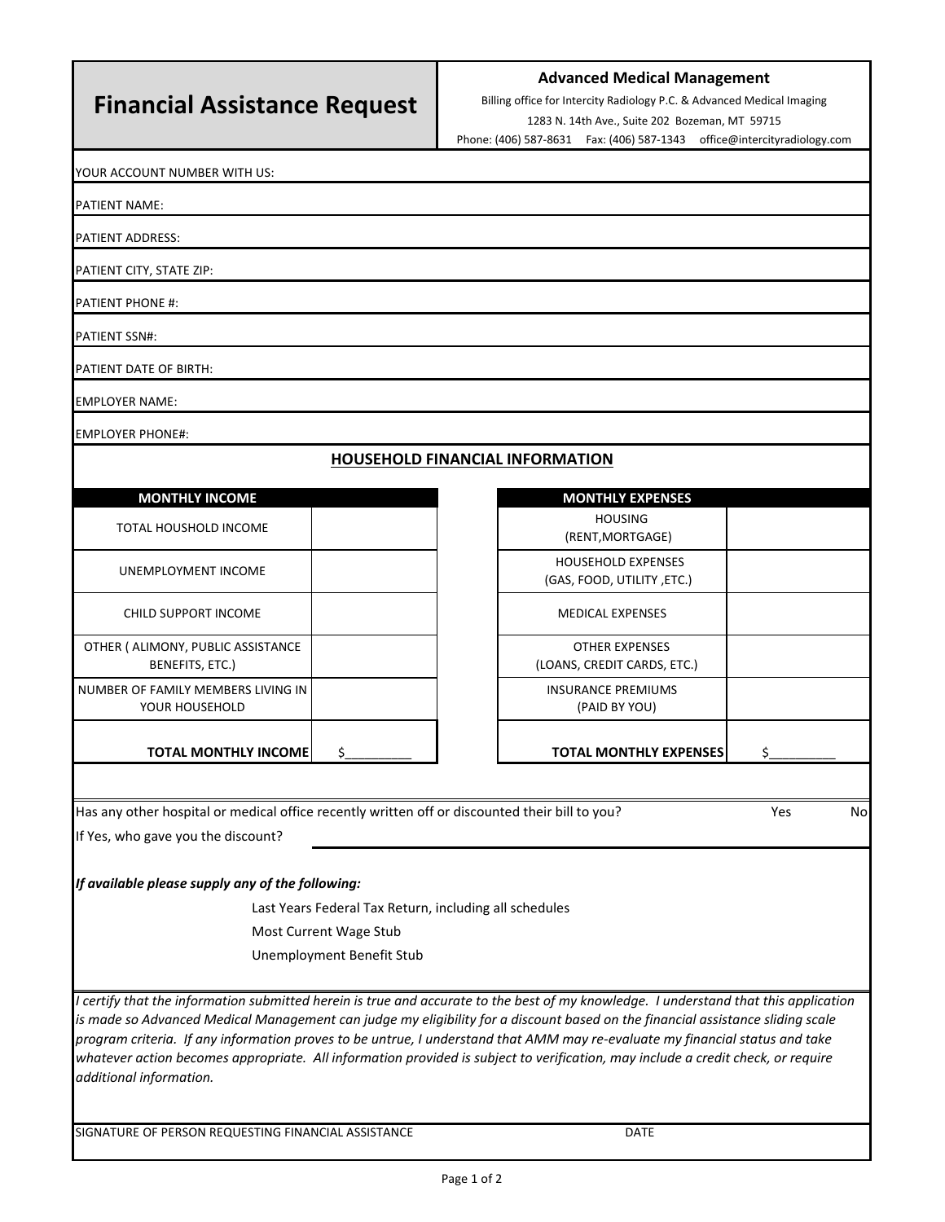# Financial Assistance Request

**Advanced Medical Management**

Billing office for Intercity Radiology P.C. & Advanced Medical Imaging

1283 N. 14th Ave., Suite 202 Bozeman, MT 59715

Phone: (406) 587-8631 Fax: (406) 587-1343 office@intercityradiology.com

YOUR ACCOUNT NUMBER WITH US:

PATIENT NAME:

PATIENT ADDRESS:

PATIENT CITY, STATE ZIP:

PATIENT PHONE #:

PATIENT SSN#:

PATIENT DATE OF BIRTH:

EMPLOYER NAME:

EMPLOYER PHONE#:

## HOUSEHOLD FINANCIAL INFORMATION

| MONTHLY INCOME | |
|---|---|
| TOTAL HOUSHOLD INCOME | |
| UNEMPLOYMENT INCOME | |
| CHILD SUPPORT INCOME | |
| OTHER ( ALIMONY, PUBLIC ASSISTANCE BENEFITS, ETC.) | |
| NUMBER OF FAMILY MEMBERS LIVING IN YOUR HOUSEHOLD | |
| **TOTAL MONTHLY INCOME** | $_________ |

| MONTHLY EXPENSES | |
|---|---|
| HOUSING (RENT,MORTGAGE) | |
| HOUSEHOLD EXPENSES (GAS, FOOD, UTILITY ,ETC.) | |
| MEDICAL EXPENSES | |
| OTHER EXPENSES (LOANS, CREDIT CARDS, ETC.) | |
| INSURANCE PREMIUMS (PAID BY YOU) | |
| **TOTAL MONTHLY EXPENSES** | $_________ |

Has any other hospital or medical office recently written off or discounted their bill to you? Yes No

If Yes, who gave you the discount? ____________________

***If available please supply any of the following:***

Last Years Federal Tax Return, including all schedules

Most Current Wage Stub

Unemployment Benefit Stub

*I certify that the information submitted herein is true and accurate to the best of my knowledge. I understand that this application is made so Advanced Medical Management can judge my eligibility for a discount based on the financial assistance sliding scale program criteria. If any information proves to be untrue, I understand that AMM may re-evaluate my financial status and take whatever action becomes appropriate. All information provided is subject to verification, may include a credit check, or require additional information.*

SIGNATURE OF PERSON REQUESTING FINANCIAL ASSISTANCE DATE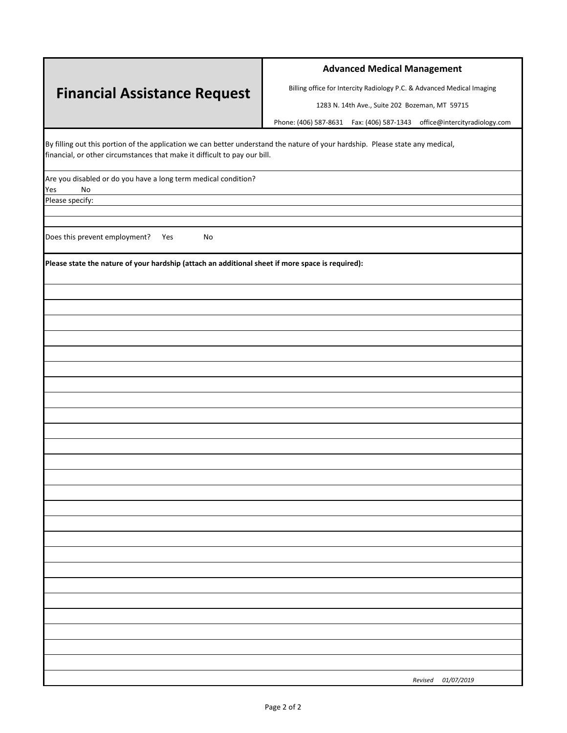# Financial Assistance Request

**Advanced Medical Management**

Billing office for Intercity Radiology P.C. & Advanced Medical Imaging

1283 N. 14th Ave., Suite 202 Bozeman, MT 59715

Phone: (406) 587-8631 Fax: (406) 587-1343 office@intercityradiology.com

By filling out this portion of the application we can better understand the nature of your hardship. Please state any medical, financial, or other circumstances that make it difficult to pay our bill.

Are you disabled or do you have a long term medical condition?

Yes No

Please specify:

Does this prevent employment? Yes No

**Please state the nature of your hardship (attach an additional sheet if more space is required):**

*Revised 01/07/2019*